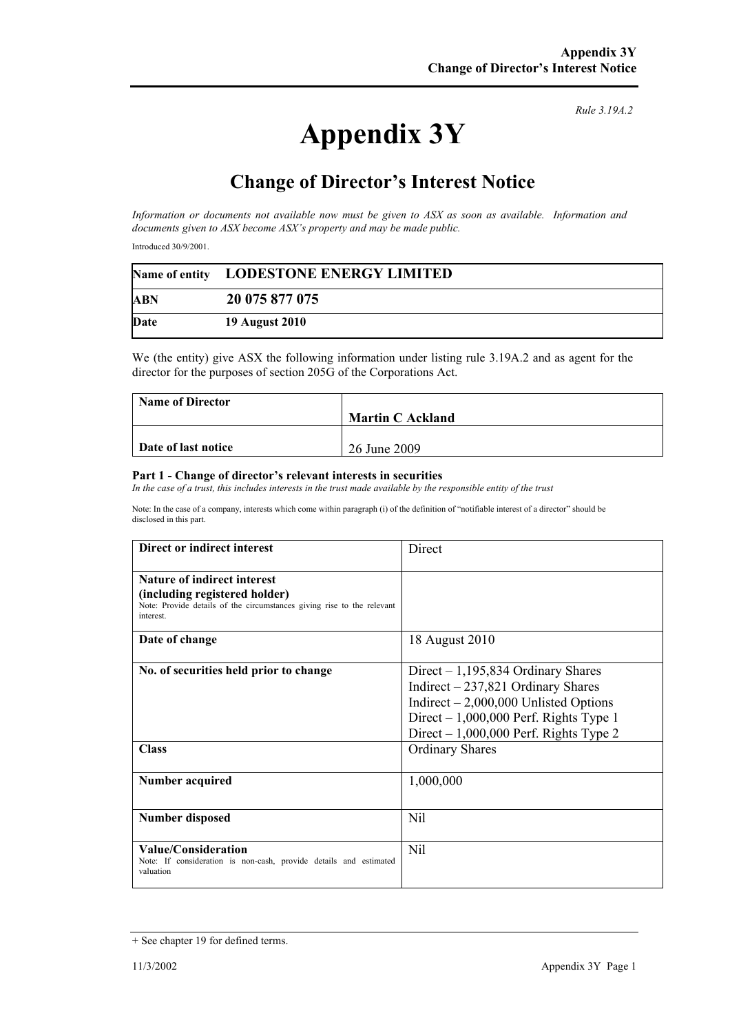*Rule 3.19A.2*

# Appendix 3Y

## Change of Director's Interest Notice

*Information or documents not available now must be given to ASX as soon as available. Information and documents given to ASX become ASX's property and may be made public.*

Introduced 30/9/2001.

| Name of entity | LODESTONE ENERGY LIMITED |
|---|---|
| ABN | 20 075 877 075 |
| Date | 19 August 2010 |

We (the entity) give ASX the following information under listing rule 3.19A.2 and as agent for the director for the purposes of section 205G of the Corporations Act.

| Name of Director | Martin C Ackland |
|---|---|
| Date of last notice | 26 June 2009 |

#### Part 1 - Change of director's relevant interests in securities

*In the case of a trust, this includes interests in the trust made available by the responsible entity of the trust*

Note: In the case of a company, interests which come within paragraph (i) of the definition of "notifiable interest of a director" should be disclosed in this part.

| Direct or indirect interest | Direct |
|---|---|
| **Nature of indirect interest (including registered holder)** Note: Provide details of the circumstances giving rise to the relevant interest. | |
| **Date of change** | 18 August 2010 |
| **No. of securities held prior to change** | Direct – 1,195,834 Ordinary Shares<br>Indirect – 237,821 Ordinary Shares<br>Indirect – 2,000,000 Unlisted Options<br>Direct – 1,000,000 Perf. Rights Type 1<br>Direct – 1,000,000 Perf. Rights Type 2 |
| **Class** | Ordinary Shares |
| **Number acquired** | 1,000,000 |
| **Number disposed** | Nil |
| **Value/Consideration** Note: If consideration is non-cash, provide details and estimated valuation | Nil |

+ See chapter 19 for defined terms.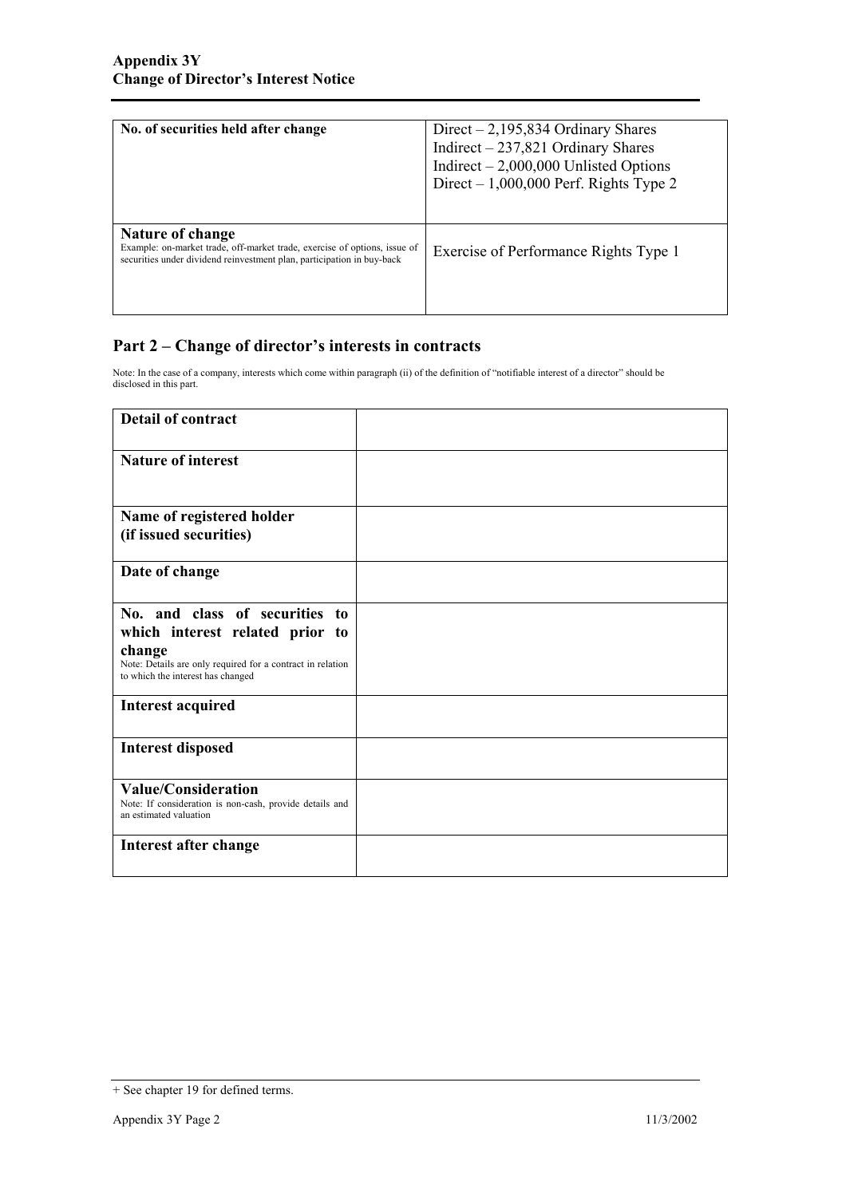| | |
|---|---|
| **No. of securities held after change** | Direct – 2,195,834 Ordinary Shares<br>Indirect – 237,821 Ordinary Shares<br>Indirect – 2,000,000 Unlisted Options<br>Direct – 1,000,000 Perf. Rights Type 2 |
| **Nature of change**<br>Example: on-market trade, off-market trade, exercise of options, issue of securities under dividend reinvestment plan, participation in buy-back | Exercise of Performance Rights Type 1 |

## Part 2 – Change of director's interests in contracts

Note: In the case of a company, interests which come within paragraph (ii) of the definition of "notifiable interest of a director" should be disclosed in this part.

| | |
|---|---|
| **Detail of contract** | |
| **Nature of interest** | |
| **Name of registered holder (if issued securities)** | |
| **Date of change** | |
| **No. and class of securities to which interest related prior to change**<br>Note: Details are only required for a contract in relation to which the interest has changed | |
| **Interest acquired** | |
| **Interest disposed** | |
| **Value/Consideration**<br>Note: If consideration is non-cash, provide details and an estimated valuation | |
| **Interest after change** | |

+ See chapter 19 for defined terms.